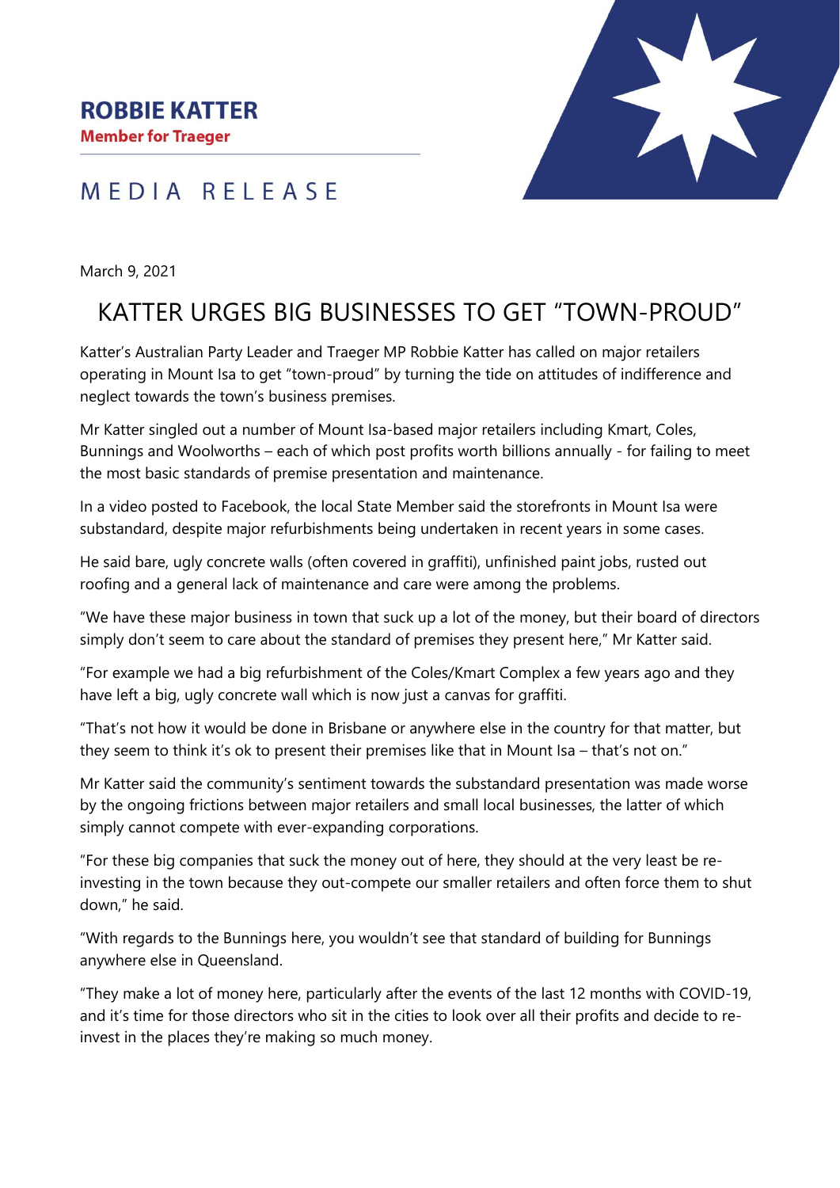**ROBBIE KATTER**
**Member for Traeger**

MEDIA RELEASE

March 9, 2021

# KATTER URGES BIG BUSINESSES TO GET "TOWN-PROUD"

Katter's Australian Party Leader and Traeger MP Robbie Katter has called on major retailers operating in Mount Isa to get "town-proud" by turning the tide on attitudes of indifference and neglect towards the town's business premises.

Mr Katter singled out a number of Mount Isa-based major retailers including Kmart, Coles, Bunnings and Woolworths – each of which post profits worth billions annually - for failing to meet the most basic standards of premise presentation and maintenance.

In a video posted to Facebook, the local State Member said the storefronts in Mount Isa were substandard, despite major refurbishments being undertaken in recent years in some cases.

He said bare, ugly concrete walls (often covered in graffiti), unfinished paint jobs, rusted out roofing and a general lack of maintenance and care were among the problems.

"We have these major business in town that suck up a lot of the money, but their board of directors simply don't seem to care about the standard of premises they present here," Mr Katter said.

"For example we had a big refurbishment of the Coles/Kmart Complex a few years ago and they have left a big, ugly concrete wall which is now just a canvas for graffiti.

"That's not how it would be done in Brisbane or anywhere else in the country for that matter, but they seem to think it's ok to present their premises like that in Mount Isa – that's not on."

Mr Katter said the community's sentiment towards the substandard presentation was made worse by the ongoing frictions between major retailers and small local businesses, the latter of which simply cannot compete with ever-expanding corporations.

"For these big companies that suck the money out of here, they should at the very least be re-investing in the town because they out-compete our smaller retailers and often force them to shut down," he said.

"With regards to the Bunnings here, you wouldn't see that standard of building for Bunnings anywhere else in Queensland.

"They make a lot of money here, particularly after the events of the last 12 months with COVID-19, and it's time for those directors who sit in the cities to look over all their profits and decide to re-invest in the places they're making so much money.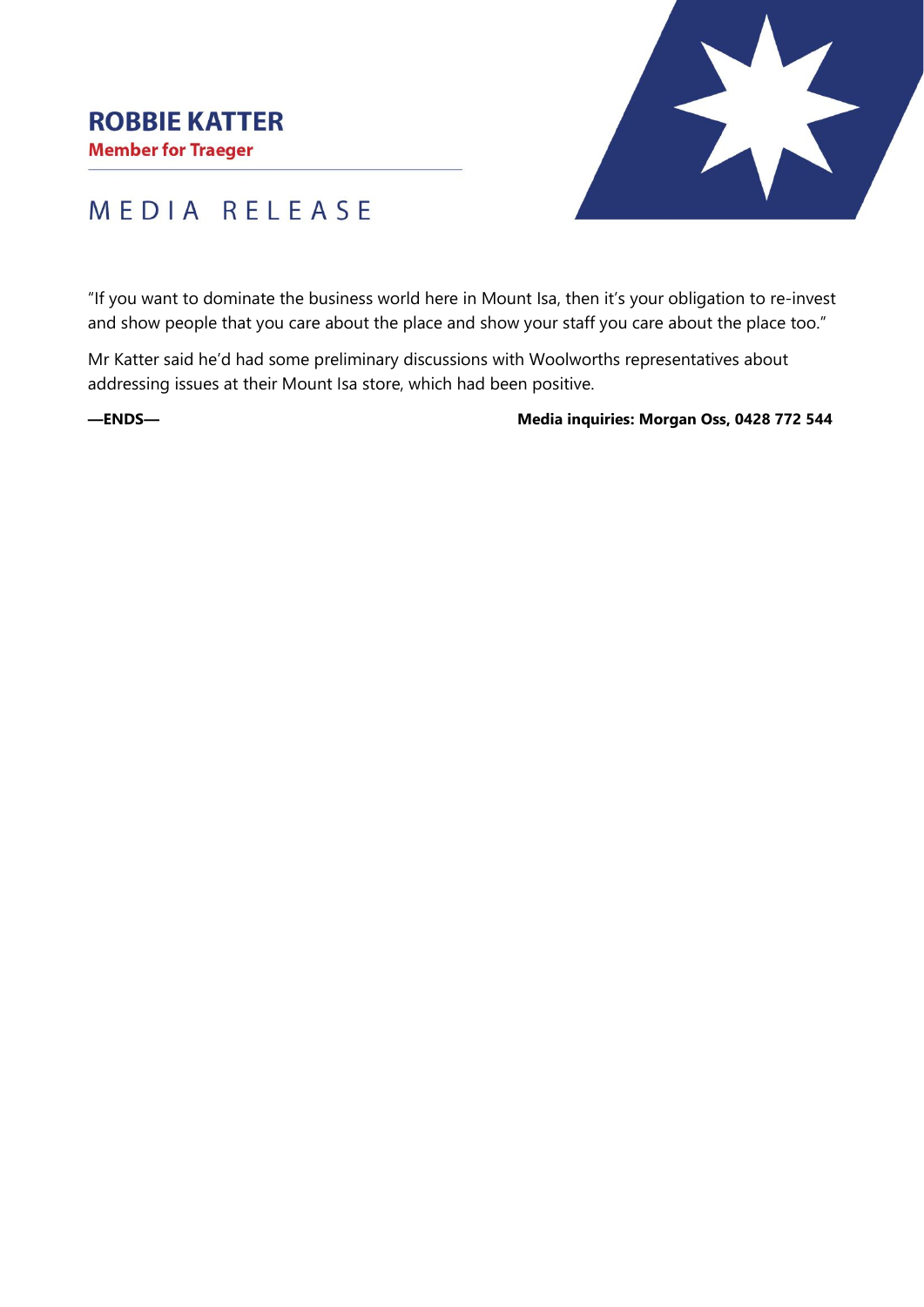# ROBBIE KATTER

**Member for Traeger**

MEDIA RELEASE

"If you want to dominate the business world here in Mount Isa, then it's your obligation to re-invest and show people that you care about the place and show your staff you care about the place too."

Mr Katter said he'd had some preliminary discussions with Woolworths representatives about addressing issues at their Mount Isa store, which had been positive.

**—ENDS—** **Media inquiries: Morgan Oss, 0428 772 544**